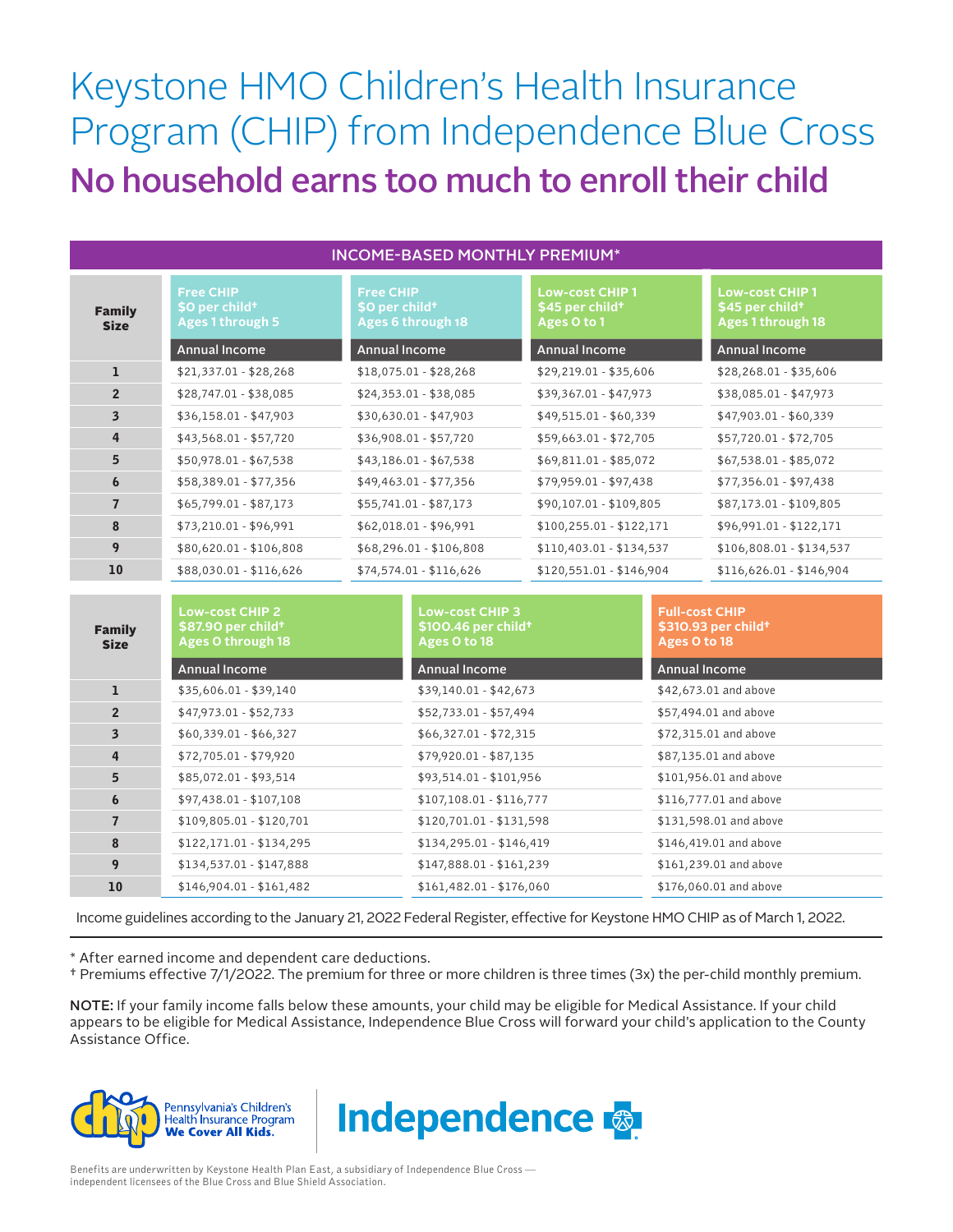# Keystone HMO Children's Health Insurance Program (CHIP) from Independence Blue Cross

## No household earns too much to enroll their child

**INCOME-BASED MONTHLY PREMIUM***

| Family Size | Free CHIP $0 per child† Ages 1 through 5 | Free CHIP $0 per child† Ages 6 through 18 | Low-cost CHIP 1 $45 per child† Ages 0 to 1 | Low-cost CHIP 1 $45 per child† Ages 1 through 18 |
|---|---|---|---|---|
| | Annual Income | Annual Income | Annual Income | Annual Income |
| **1** | $21,337.01 - $28,268 | $18,075.01 - $28,268 | $29,219.01 - $35,606 | $28,268.01 - $35,606 |
| **2** | $28,747.01 - $38,085 | $24,353.01 - $38,085 | $39,367.01 - $47,973 | $38,085.01 - $47,973 |
| **3** | $36,158.01 - $47,903 | $30,630.01 - $47,903 | $49,515.01 - $60,339 | $47,903.01 - $60,339 |
| **4** | $43,568.01 - $57,720 | $36,908.01 - $57,720 | $59,663.01 - $72,705 | $57,720.01 - $72,705 |
| **5** | $50,978.01 - $67,538 | $43,186.01 - $67,538 | $69,811.01 - $85,072 | $67,538.01 - $85,072 |
| **6** | $58,389.01 - $77,356 | $49,463.01 - $77,356 | $79,959.01 - $97,438 | $77,356.01 - $97,438 |
| **7** | $65,799.01 - $87,173 | $55,741.01 - $87,173 | $90,107.01 - $109,805 | $87,173.01 - $109,805 |
| **8** | $73,210.01 - $96,991 | $62,018.01 - $96,991 | $100,255.01 - $122,171 | $96,991.01 - $122,171 |
| **9** | $80,620.01 - $106,808 | $68,296.01 - $106,808 | $110,403.01 - $134,537 | $106,808.01 - $134,537 |
| **10** | $88,030.01 - $116,626 | $74,574.01 - $116,626 | $120,551.01 - $146,904 | $116,626.01 - $146,904 |

| Family Size | Low-cost CHIP 2 $87.90 per child† Ages 0 through 18 | Low-cost CHIP 3 $100.46 per child† Ages 0 to 18 | Full-cost CHIP $310.93 per child† Ages 0 to 18 |
|---|---|---|---|
| | Annual Income | Annual Income | Annual Income |
| **1** | $35,606.01 - $39,140 | $39,140.01 - $42,673 | $42,673.01 and above |
| **2** | $47,973.01 - $52,733 | $52,733.01 - $57,494 | $57,494.01 and above |
| **3** | $60,339.01 - $66,327 | $66,327.01 - $72,315 | $72,315.01 and above |
| **4** | $72,705.01 - $79,920 | $79,920.01 - $87,135 | $87,135.01 and above |
| **5** | $85,072.01 - $93,514 | $93,514.01 - $101,956 | $101,956.01 and above |
| **6** | $97,438.01 - $107,108 | $107,108.01 - $116,777 | $116,777.01 and above |
| **7** | $109,805.01 - $120,701 | $120,701.01 - $131,598 | $131,598.01 and above |
| **8** | $122,171.01 - $134,295 | $134,295.01 - $146,419 | $146,419.01 and above |
| **9** | $134,537.01 - $147,888 | $147,888.01 - $161,239 | $161,239.01 and above |
| **10** | $146,904.01 - $161,482 | $161,482.01 - $176,060 | $176,060.01 and above |

Income guidelines according to the January 21, 2022 Federal Register, effective for Keystone HMO CHIP as of March 1, 2022.

* After earned income and dependent care deductions.

† Premiums effective 7/1/2022. The premium for three or more children is three times (3x) the per-child monthly premium.

**NOTE:** If your family income falls below these amounts, your child may be eligible for Medical Assistance. If your child appears to be eligible for Medical Assistance, Independence Blue Cross will forward your child's application to the County Assistance Office.

Pennsylvania's Children's Health Insurance Program **We Cover All Kids.**

**Independence**

Benefits are underwritten by Keystone Health Plan East, a subsidiary of Independence Blue Cross — independent licensees of the Blue Cross and Blue Shield Association.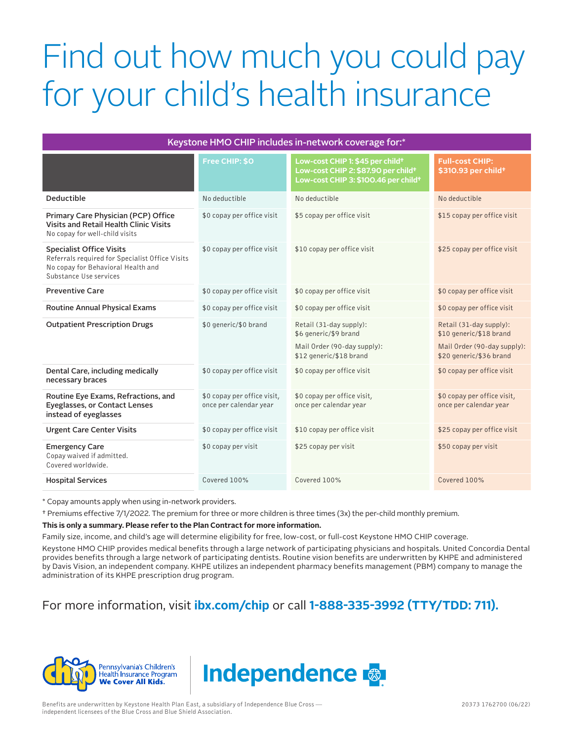# Find out how much you could pay for your child's health insurance

| Keystone HMO CHIP includes in-network coverage for:* | | | |
|---|---|---|---|
| | **Free CHIP: $0** | **Low-cost CHIP 1: $45 per child†**<br>**Low-cost CHIP 2: $87.90 per child†**<br>**Low-cost CHIP 3: $100.46 per child†** | **Full-cost CHIP: $310.93 per child†** |
| **Deductible** | No deductible | No deductible | No deductible |
| **Primary Care Physician (PCP) Office Visits and Retail Health Clinic Visits**<br>No copay for well-child visits | $0 copay per office visit | $5 copay per office visit | $15 copay per office visit |
| **Specialist Office Visits**<br>Referrals required for Specialist Office Visits<br>No copay for Behavioral Health and Substance Use services | $0 copay per office visit | $10 copay per office visit | $25 copay per office visit |
| **Preventive Care** | $0 copay per office visit | $0 copay per office visit | $0 copay per office visit |
| **Routine Annual Physical Exams** | $0 copay per office visit | $0 copay per office visit | $0 copay per office visit |
| **Outpatient Prescription Drugs** | $0 generic/$0 brand | Retail (31-day supply): $6 generic/$9 brand<br>Mail Order (90-day supply): $12 generic/$18 brand | Retail (31-day supply): $10 generic/$18 brand<br>Mail Order (90-day supply): $20 generic/$36 brand |
| **Dental Care, including medically necessary braces** | $0 copay per office visit | $0 copay per office visit | $0 copay per office visit |
| **Routine Eye Exams, Refractions, and Eyeglasses, or Contact Lenses instead of eyeglasses** | $0 copay per office visit, once per calendar year | $0 copay per office visit, once per calendar year | $0 copay per office visit, once per calendar year |
| **Urgent Care Center Visits** | $0 copay per office visit | $10 copay per office visit | $25 copay per office visit |
| **Emergency Care**<br>Copay waived if admitted.<br>Covered worldwide. | $0 copay per visit | $25 copay per visit | $50 copay per visit |
| **Hospital Services** | Covered 100% | Covered 100% | Covered 100% |

* Copay amounts apply when using in-network providers.

† Premiums effective 7/1/2022. The premium for three or more children is three times (3x) the per-child monthly premium.

**This is only a summary. Please refer to the Plan Contract for more information.**

Family size, income, and child's age will determine eligibility for free, low-cost, or full-cost Keystone HMO CHIP coverage.

Keystone HMO CHIP provides medical benefits through a large network of participating physicians and hospitals. United Concordia Dental provides benefits through a large network of participating dentists. Routine vision benefits are underwritten by KHPE and administered by Davis Vision, an independent company. KHPE utilizes an independent pharmacy benefits management (PBM) company to manage the administration of its KHPE prescription drug program.

For more information, visit **ibx.com/chip** or call **1-888-335-3992 (TTY/TDD: 711).**

Pennsylvania's Children's Health Insurance Program
**We Cover All Kids.**

Independence

Benefits are underwritten by Keystone Health Plan East, a subsidiary of Independence Blue Cross — independent licensees of the Blue Cross and Blue Shield Association.

20373 1762700 (06/22)